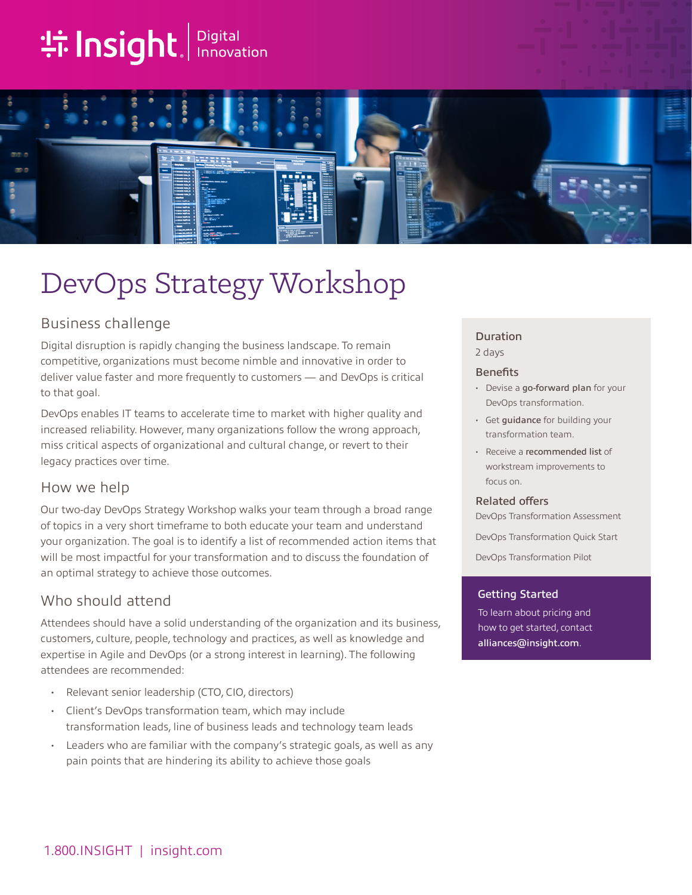Insight | Digital Innovation

# DevOps Strategy Workshop

## Business challenge

Digital disruption is rapidly changing the business landscape. To remain competitive, organizations must become nimble and innovative in order to deliver value faster and more frequently to customers — and DevOps is critical to that goal.

DevOps enables IT teams to accelerate time to market with higher quality and increased reliability. However, many organizations follow the wrong approach, miss critical aspects of organizational and cultural change, or revert to their legacy practices over time.

## How we help

Our two-day DevOps Strategy Workshop walks your team through a broad range of topics in a very short timeframe to both educate your team and understand your organization. The goal is to identify a list of recommended action items that will be most impactful for your transformation and to discuss the foundation of an optimal strategy to achieve those outcomes.

## Who should attend

Attendees should have a solid understanding of the organization and its business, customers, culture, people, technology and practices, as well as knowledge and expertise in Agile and DevOps (or a strong interest in learning). The following attendees are recommended:

- Relevant senior leadership (CTO, CIO, directors)
- Client's DevOps transformation team, which may include transformation leads, line of business leads and technology team leads
- Leaders who are familiar with the company's strategic goals, as well as any pain points that are hindering its ability to achieve those goals

### Duration

2 days

### Benefits

- Devise a **go-forward plan** for your DevOps transformation.
- Get **guidance** for building your transformation team.
- Receive a **recommended list** of workstream improvements to focus on.

### Related offers

DevOps Transformation Assessment

DevOps Transformation Quick Start

DevOps Transformation Pilot

### Getting Started

To learn about pricing and how to get started, contact **alliances@insight.com**.

1.800.INSIGHT | insight.com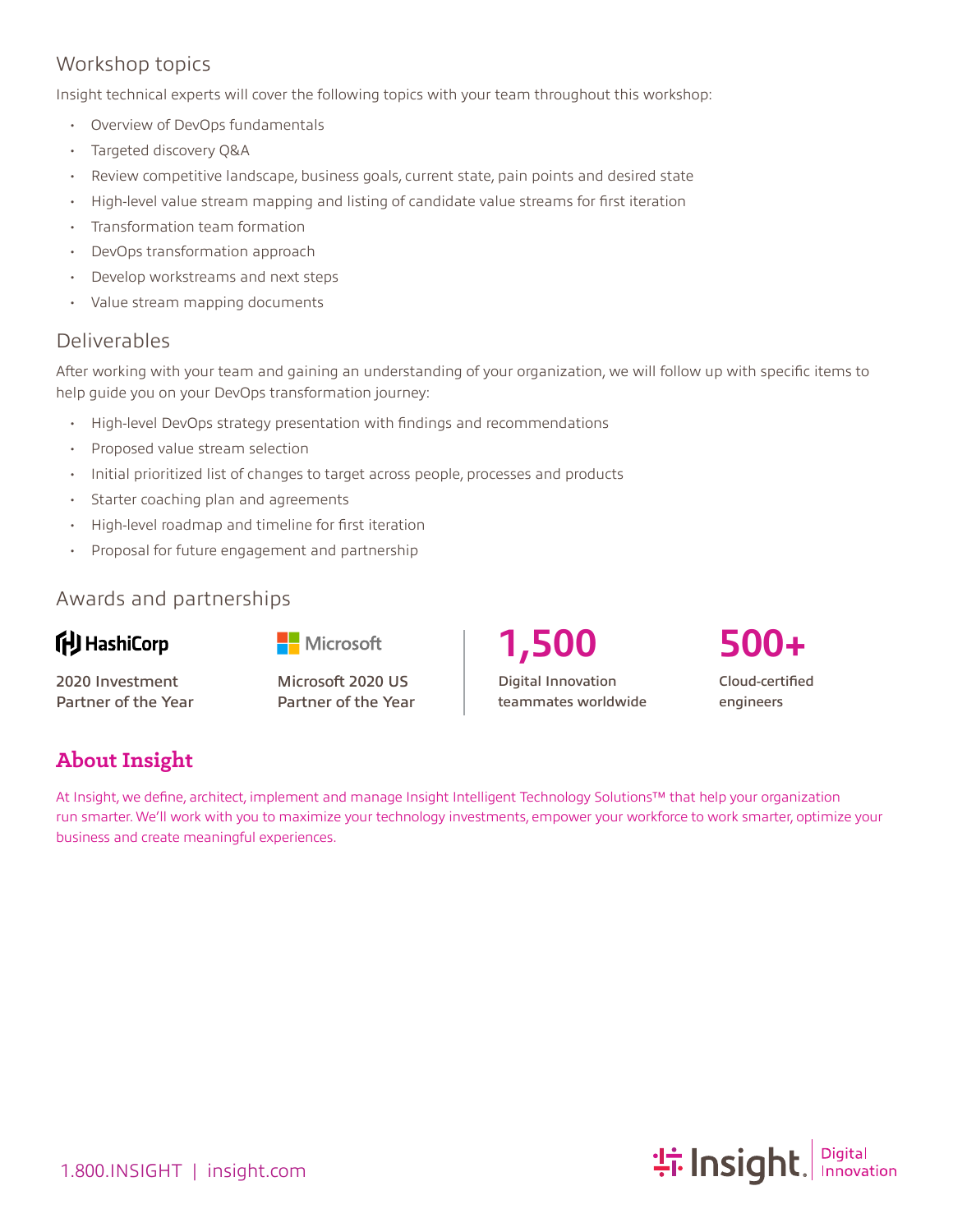## Workshop topics

Insight technical experts will cover the following topics with your team throughout this workshop:

- Overview of DevOps fundamentals
- Targeted discovery Q&A
- Review competitive landscape, business goals, current state, pain points and desired state
- High-level value stream mapping and listing of candidate value streams for first iteration
- Transformation team formation
- DevOps transformation approach
- Develop workstreams and next steps
- Value stream mapping documents

## Deliverables

After working with your team and gaining an understanding of your organization, we will follow up with specific items to help guide you on your DevOps transformation journey:

- High-level DevOps strategy presentation with findings and recommendations
- Proposed value stream selection
- Initial prioritized list of changes to target across people, processes and products
- Starter coaching plan and agreements
- High-level roadmap and timeline for first iteration
- Proposal for future engagement and partnership

## Awards and partnerships

HashiCorp

2020 Investment Partner of the Year

Microsoft

Microsoft 2020 US Partner of the Year

**1,500**

Digital Innovation teammates worldwide

**500+**

Cloud-certified engineers

## About Insight

At Insight, we define, architect, implement and manage Insight Intelligent Technology Solutions™ that help your organization run smarter. We'll work with you to maximize your technology investments, empower your workforce to work smarter, optimize your business and create meaningful experiences.

1.800.INSIGHT | insight.com

Insight. Digital Innovation